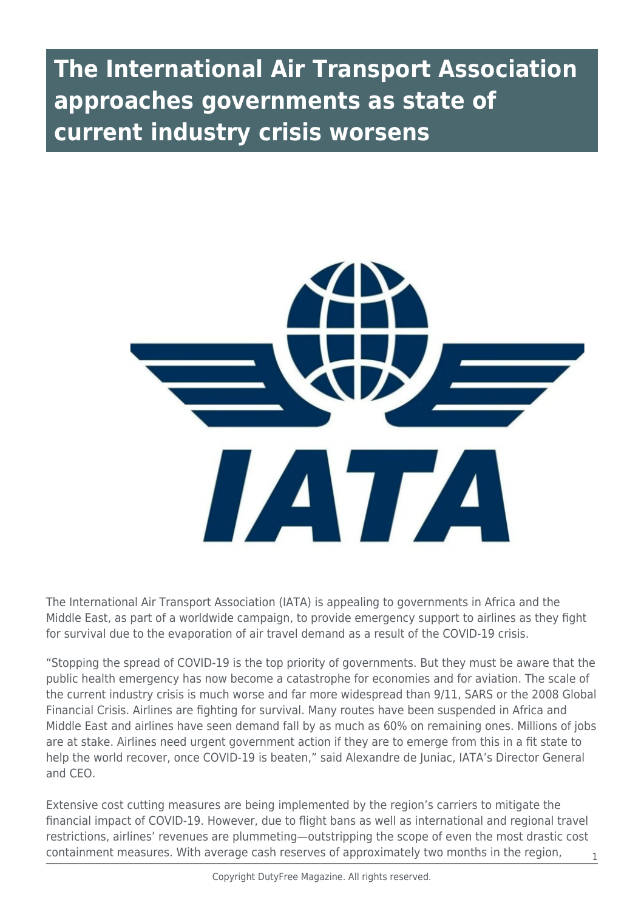# The International Air Transport Association approaches governments as state of current industry crisis worsens

The International Air Transport Association (IATA) is appealing to governments in Africa and the Middle East, as part of a worldwide campaign, to provide emergency support to airlines as they fight for survival due to the evaporation of air travel demand as a result of the COVID-19 crisis.

"Stopping the spread of COVID-19 is the top priority of governments. But they must be aware that the public health emergency has now become a catastrophe for economies and for aviation. The scale of the current industry crisis is much worse and far more widespread than 9/11, SARS or the 2008 Global Financial Crisis. Airlines are fighting for survival. Many routes have been suspended in Africa and Middle East and airlines have seen demand fall by as much as 60% on remaining ones. Millions of jobs are at stake. Airlines need urgent government action if they are to emerge from this in a fit state to help the world recover, once COVID-19 is beaten," said Alexandre de Juniac, IATA's Director General and CEO.

Extensive cost cutting measures are being implemented by the region's carriers to mitigate the financial impact of COVID-19. However, due to flight bans as well as international and regional travel restrictions, airlines' revenues are plummeting—outstripping the scope of even the most drastic cost containment measures. With average cash reserves of approximately two months in the region,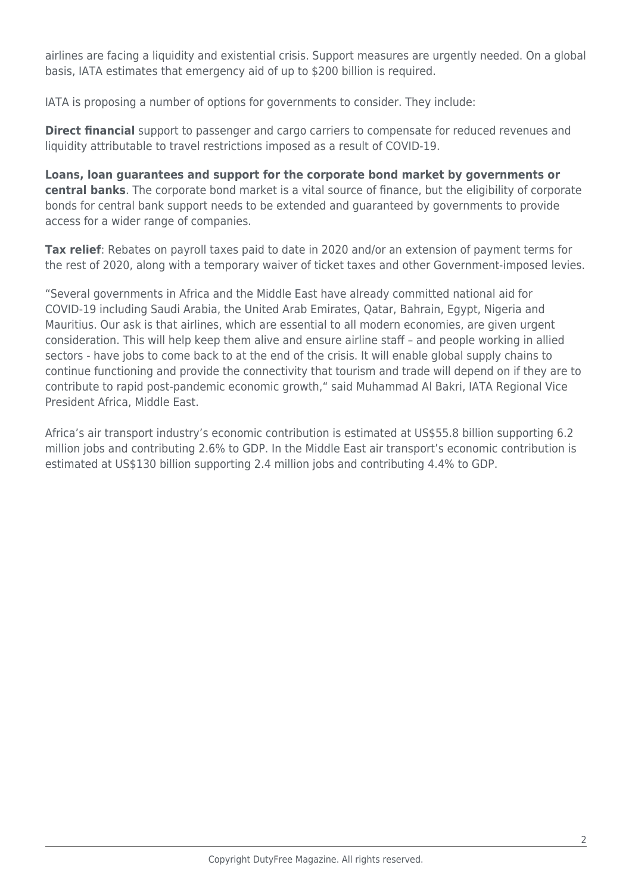airlines are facing a liquidity and existential crisis. Support measures are urgently needed. On a global basis, IATA estimates that emergency aid of up to $200 billion is required.

IATA is proposing a number of options for governments to consider. They include:

**Direct financial** support to passenger and cargo carriers to compensate for reduced revenues and liquidity attributable to travel restrictions imposed as a result of COVID-19.

**Loans, loan guarantees and support for the corporate bond market by governments or central banks**. The corporate bond market is a vital source of finance, but the eligibility of corporate bonds for central bank support needs to be extended and guaranteed by governments to provide access for a wider range of companies.

**Tax relief**: Rebates on payroll taxes paid to date in 2020 and/or an extension of payment terms for the rest of 2020, along with a temporary waiver of ticket taxes and other Government-imposed levies.

"Several governments in Africa and the Middle East have already committed national aid for COVID-19 including Saudi Arabia, the United Arab Emirates, Qatar, Bahrain, Egypt, Nigeria and Mauritius. Our ask is that airlines, which are essential to all modern economies, are given urgent consideration. This will help keep them alive and ensure airline staff – and people working in allied sectors - have jobs to come back to at the end of the crisis. It will enable global supply chains to continue functioning and provide the connectivity that tourism and trade will depend on if they are to contribute to rapid post-pandemic economic growth," said Muhammad Al Bakri, IATA Regional Vice President Africa, Middle East.

Africa's air transport industry's economic contribution is estimated at US$55.8 billion supporting 6.2 million jobs and contributing 2.6% to GDP. In the Middle East air transport's economic contribution is estimated at US$130 billion supporting 2.4 million jobs and contributing 4.4% to GDP.